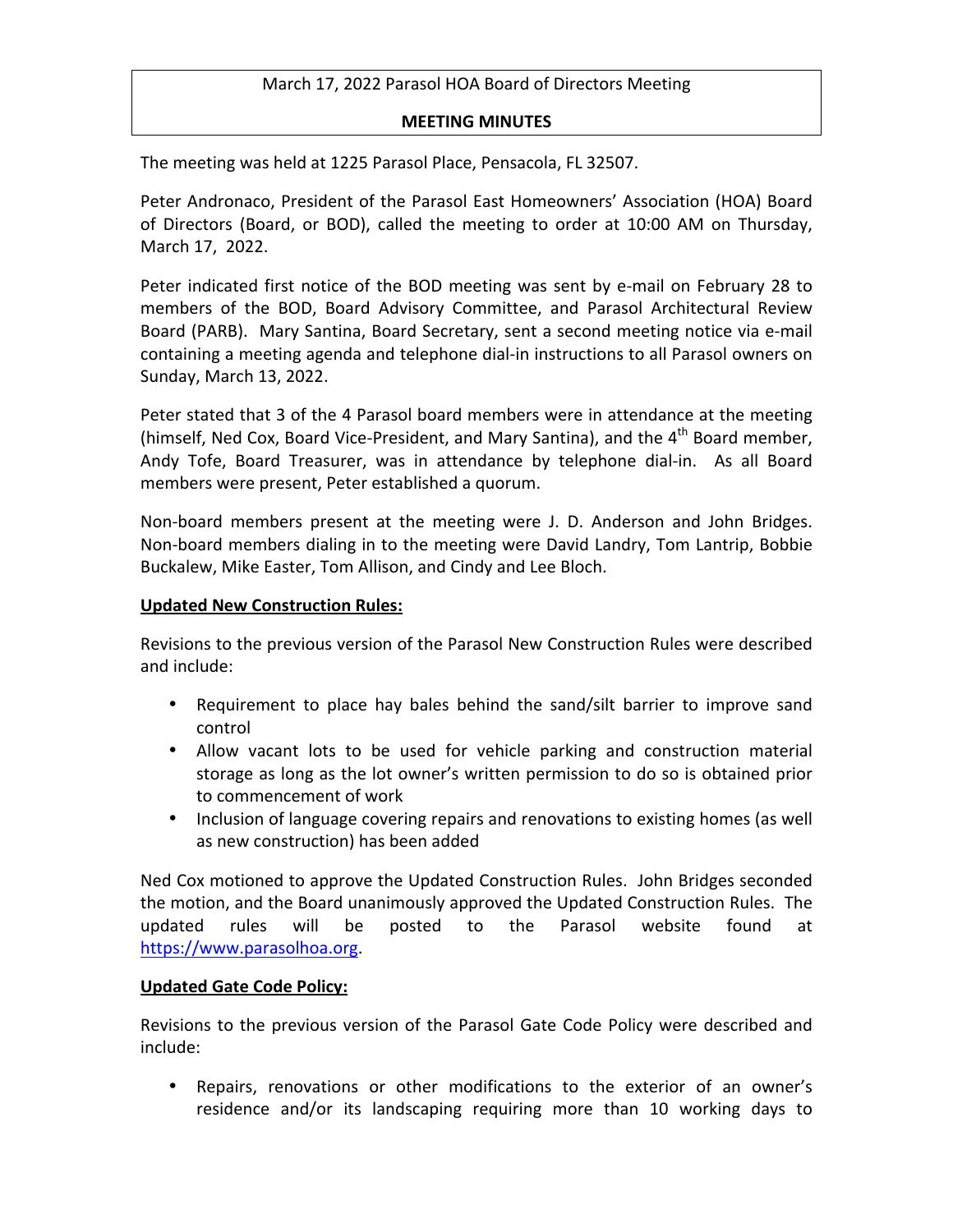March 17, 2022 Parasol HOA Board of Directors Meeting

**MEETING MINUTES**

The meeting was held at 1225 Parasol Place, Pensacola, FL 32507.

Peter Andronaco, President of the Parasol East Homeowners' Association (HOA) Board of Directors (Board, or BOD), called the meeting to order at 10:00 AM on Thursday, March 17, 2022.

Peter indicated first notice of the BOD meeting was sent by e-mail on February 28 to members of the BOD, Board Advisory Committee, and Parasol Architectural Review Board (PARB). Mary Santina, Board Secretary, sent a second meeting notice via e-mail containing a meeting agenda and telephone dial-in instructions to all Parasol owners on Sunday, March 13, 2022.

Peter stated that 3 of the 4 Parasol board members were in attendance at the meeting (himself, Ned Cox, Board Vice-President, and Mary Santina), and the 4th Board member, Andy Tofe, Board Treasurer, was in attendance by telephone dial-in. As all Board members were present, Peter established a quorum.

Non-board members present at the meeting were J. D. Anderson and John Bridges. Non-board members dialing in to the meeting were David Landry, Tom Lantrip, Bobbie Buckalew, Mike Easter, Tom Allison, and Cindy and Lee Bloch.

**Updated New Construction Rules:**

Revisions to the previous version of the Parasol New Construction Rules were described and include:

- Requirement to place hay bales behind the sand/silt barrier to improve sand control
- Allow vacant lots to be used for vehicle parking and construction material storage as long as the lot owner's written permission to do so is obtained prior to commencement of work
- Inclusion of language covering repairs and renovations to existing homes (as well as new construction) has been added

Ned Cox motioned to approve the Updated Construction Rules. John Bridges seconded the motion, and the Board unanimously approved the Updated Construction Rules. The updated rules will be posted to the Parasol website found at https://www.parasolhoa.org.

**Updated Gate Code Policy:**

Revisions to the previous version of the Parasol Gate Code Policy were described and include:

- Repairs, renovations or other modifications to the exterior of an owner's residence and/or its landscaping requiring more than 10 working days to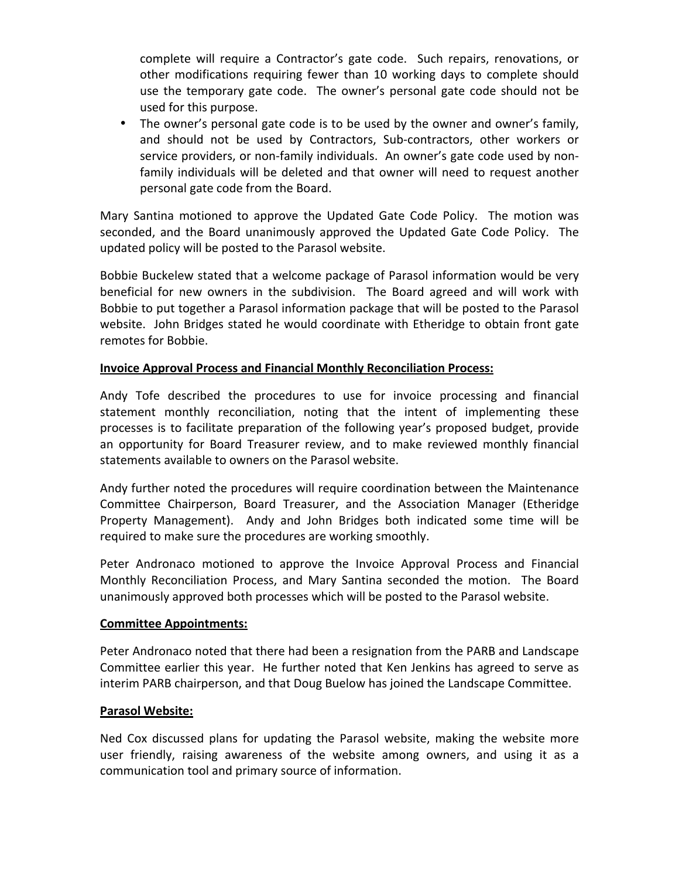complete will require a Contractor's gate code. Such repairs, renovations, or other modifications requiring fewer than 10 working days to complete should use the temporary gate code. The owner's personal gate code should not be used for this purpose.

- The owner's personal gate code is to be used by the owner and owner's family, and should not be used by Contractors, Sub-contractors, other workers or service providers, or non-family individuals. An owner's gate code used by non-family individuals will be deleted and that owner will need to request another personal gate code from the Board.

Mary Santina motioned to approve the Updated Gate Code Policy. The motion was seconded, and the Board unanimously approved the Updated Gate Code Policy. The updated policy will be posted to the Parasol website.

Bobbie Buckelew stated that a welcome package of Parasol information would be very beneficial for new owners in the subdivision. The Board agreed and will work with Bobbie to put together a Parasol information package that will be posted to the Parasol website. John Bridges stated he would coordinate with Etheridge to obtain front gate remotes for Bobbie.

**Invoice Approval Process and Financial Monthly Reconciliation Process:**

Andy Tofe described the procedures to use for invoice processing and financial statement monthly reconciliation, noting that the intent of implementing these processes is to facilitate preparation of the following year's proposed budget, provide an opportunity for Board Treasurer review, and to make reviewed monthly financial statements available to owners on the Parasol website.

Andy further noted the procedures will require coordination between the Maintenance Committee Chairperson, Board Treasurer, and the Association Manager (Etheridge Property Management). Andy and John Bridges both indicated some time will be required to make sure the procedures are working smoothly.

Peter Andronaco motioned to approve the Invoice Approval Process and Financial Monthly Reconciliation Process, and Mary Santina seconded the motion. The Board unanimously approved both processes which will be posted to the Parasol website.

**Committee Appointments:**

Peter Andronaco noted that there had been a resignation from the PARB and Landscape Committee earlier this year. He further noted that Ken Jenkins has agreed to serve as interim PARB chairperson, and that Doug Buelow has joined the Landscape Committee.

**Parasol Website:**

Ned Cox discussed plans for updating the Parasol website, making the website more user friendly, raising awareness of the website among owners, and using it as a communication tool and primary source of information.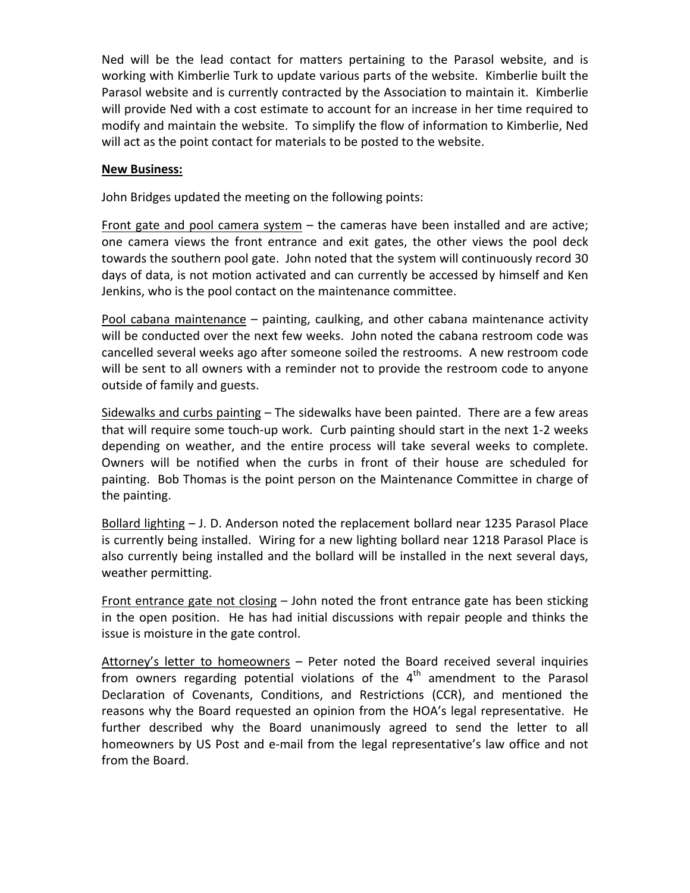Ned will be the lead contact for matters pertaining to the Parasol website, and is working with Kimberlie Turk to update various parts of the website. Kimberlie built the Parasol website and is currently contracted by the Association to maintain it. Kimberlie will provide Ned with a cost estimate to account for an increase in her time required to modify and maintain the website. To simplify the flow of information to Kimberlie, Ned will act as the point contact for materials to be posted to the website.

**New Business:**

John Bridges updated the meeting on the following points:

Front gate and pool camera system – the cameras have been installed and are active; one camera views the front entrance and exit gates, the other views the pool deck towards the southern pool gate. John noted that the system will continuously record 30 days of data, is not motion activated and can currently be accessed by himself and Ken Jenkins, who is the pool contact on the maintenance committee.

Pool cabana maintenance – painting, caulking, and other cabana maintenance activity will be conducted over the next few weeks. John noted the cabana restroom code was cancelled several weeks ago after someone soiled the restrooms. A new restroom code will be sent to all owners with a reminder not to provide the restroom code to anyone outside of family and guests.

Sidewalks and curbs painting – The sidewalks have been painted. There are a few areas that will require some touch-up work. Curb painting should start in the next 1-2 weeks depending on weather, and the entire process will take several weeks to complete. Owners will be notified when the curbs in front of their house are scheduled for painting. Bob Thomas is the point person on the Maintenance Committee in charge of the painting.

Bollard lighting – J. D. Anderson noted the replacement bollard near 1235 Parasol Place is currently being installed. Wiring for a new lighting bollard near 1218 Parasol Place is also currently being installed and the bollard will be installed in the next several days, weather permitting.

Front entrance gate not closing – John noted the front entrance gate has been sticking in the open position. He has had initial discussions with repair people and thinks the issue is moisture in the gate control.

Attorney's letter to homeowners – Peter noted the Board received several inquiries from owners regarding potential violations of the 4th amendment to the Parasol Declaration of Covenants, Conditions, and Restrictions (CCR), and mentioned the reasons why the Board requested an opinion from the HOA's legal representative. He further described why the Board unanimously agreed to send the letter to all homeowners by US Post and e-mail from the legal representative's law office and not from the Board.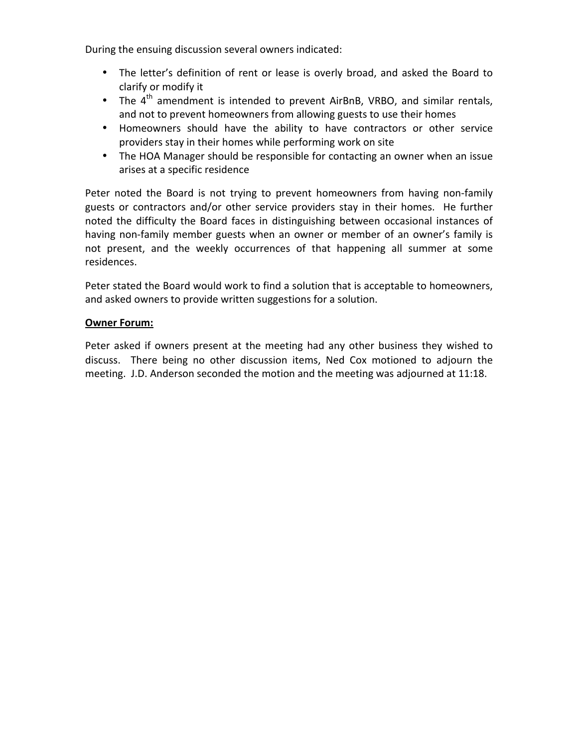During the ensuing discussion several owners indicated:

- The letter's definition of rent or lease is overly broad, and asked the Board to clarify or modify it
- The 4th amendment is intended to prevent AirBnB, VRBO, and similar rentals, and not to prevent homeowners from allowing guests to use their homes
- Homeowners should have the ability to have contractors or other service providers stay in their homes while performing work on site
- The HOA Manager should be responsible for contacting an owner when an issue arises at a specific residence

Peter noted the Board is not trying to prevent homeowners from having non-family guests or contractors and/or other service providers stay in their homes. He further noted the difficulty the Board faces in distinguishing between occasional instances of having non-family member guests when an owner or member of an owner's family is not present, and the weekly occurrences of that happening all summer at some residences.

Peter stated the Board would work to find a solution that is acceptable to homeowners, and asked owners to provide written suggestions for a solution.

**<u>Owner Forum:</u>**

Peter asked if owners present at the meeting had any other business they wished to discuss. There being no other discussion items, Ned Cox motioned to adjourn the meeting. J.D. Anderson seconded the motion and the meeting was adjourned at 11:18.